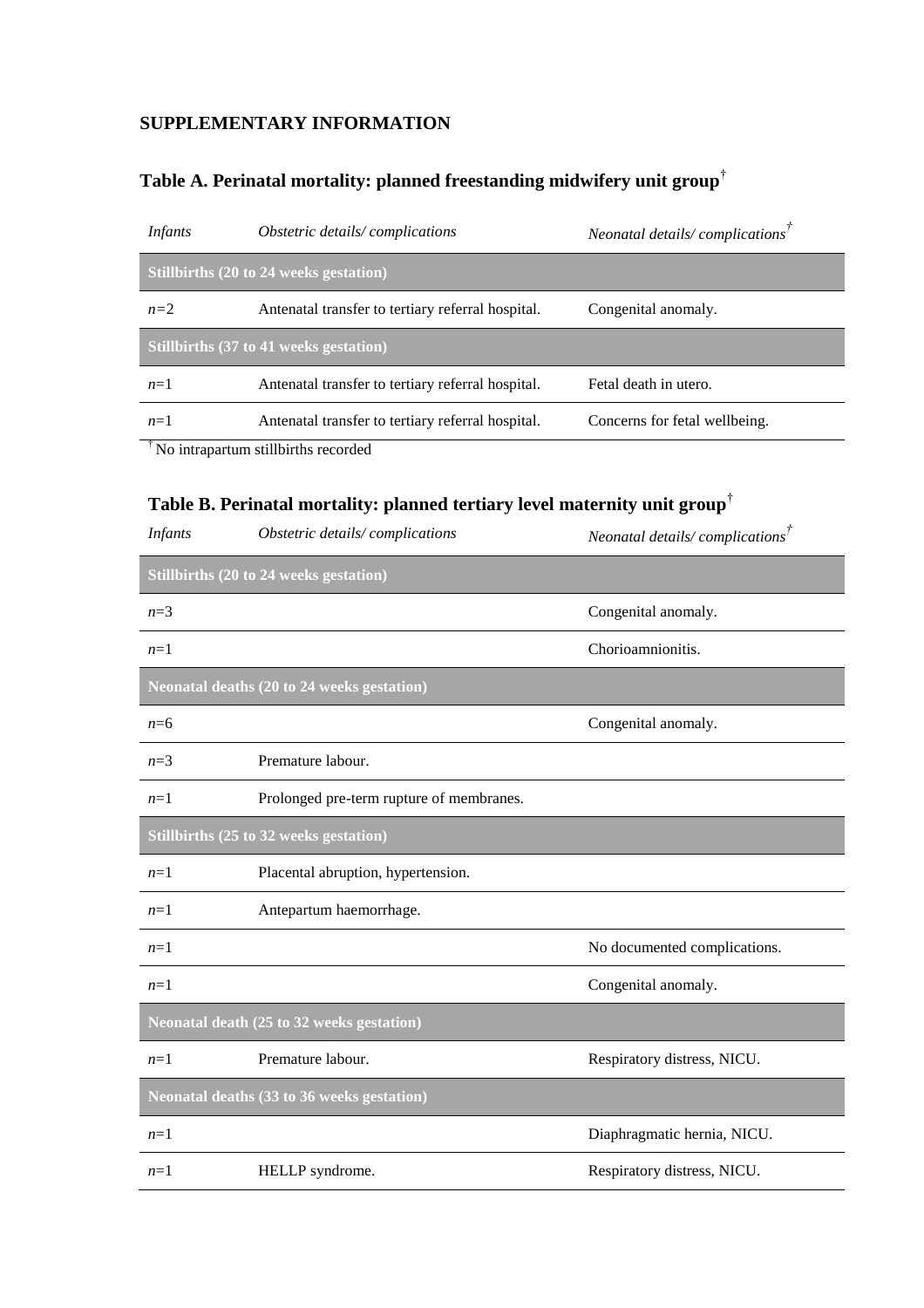## SUPPLEMENTARY INFORMATION

### Table A. Perinatal mortality: planned freestanding midwifery unit group[†]

| *Infants* | *Obstetric details/ complications* | *Neonatal details/ complications*[†] |
|---|---|---|
| **Stillbirths (20 to 24 weeks gestation)** | | |
| *n*=2 | Antenatal transfer to tertiary referral hospital. | Congenital anomaly. |
| **Stillbirths (37 to 41 weeks gestation)** | | |
| *n*=1 | Antenatal transfer to tertiary referral hospital. | Fetal death in utero. |
| *n*=1 | Antenatal transfer to tertiary referral hospital. | Concerns for fetal wellbeing. |

[†] No intrapartum stillbirths recorded

### Table B. Perinatal mortality: planned tertiary level maternity unit group[†]

| *Infants* | *Obstetric details/ complications* | *Neonatal details/ complications*[†] |
|---|---|---|
| **Stillbirths (20 to 24 weeks gestation)** | | |
| *n*=3 | | Congenital anomaly. |
| *n*=1 | | Chorioamnionitis. |
| **Neonatal deaths (20 to 24 weeks gestation)** | | |
| *n*=6 | | Congenital anomaly. |
| *n*=3 | Premature labour. | |
| *n*=1 | Prolonged pre-term rupture of membranes. | |
| **Stillbirths (25 to 32 weeks gestation)** | | |
| *n*=1 | Placental abruption, hypertension. | |
| *n*=1 | Antepartum haemorrhage. | |
| *n*=1 | | No documented complications. |
| *n*=1 | | Congenital anomaly. |
| **Neonatal death (25 to 32 weeks gestation)** | | |
| *n*=1 | Premature labour. | Respiratory distress, NICU. |
| **Neonatal deaths (33 to 36 weeks gestation)** | | |
| *n*=1 | | Diaphragmatic hernia, NICU. |
| *n*=1 | HELLP syndrome. | Respiratory distress, NICU. |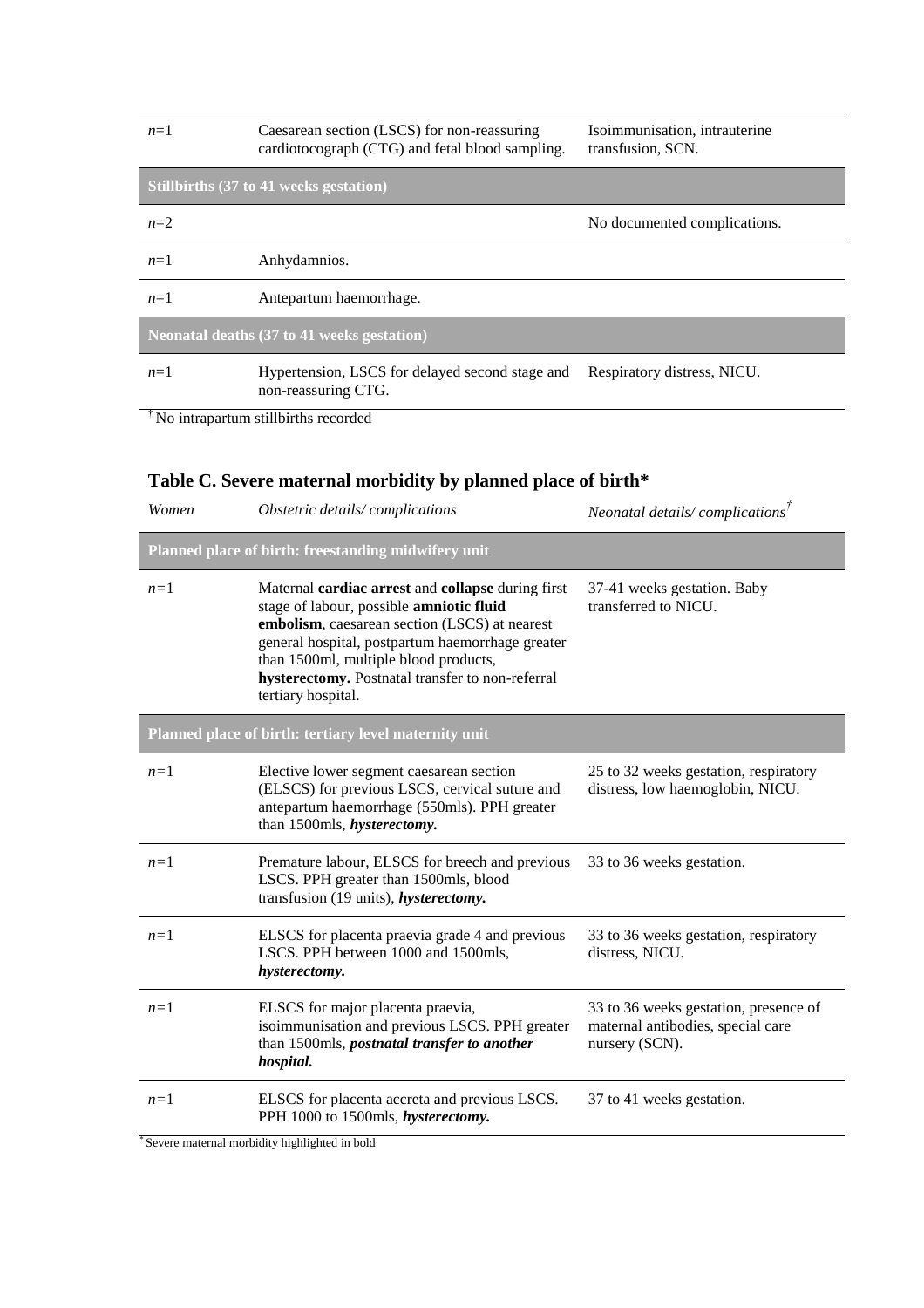| | | |
|---|---|---|
| *n*=1 | Caesarean section (LSCS) for non-reassuring cardiotocograph (CTG) and fetal blood sampling. | Isoimmunisation, intrauterine transfusion, SCN. |
| **Stillbirths (37 to 41 weeks gestation)** | | |
| *n*=2 | | No documented complications. |
| *n*=1 | Anhydamnios. | |
| *n*=1 | Antepartum haemorrhage. | |
| **Neonatal deaths (37 to 41 weeks gestation)** | | |
| *n*=1 | Hypertension, LSCS for delayed second stage and non-reassuring CTG. | Respiratory distress, NICU. |

[†] No intrapartum stillbirths recorded

## Table C. Severe maternal morbidity by planned place of birth*

| *Women* | *Obstetric details/ complications* | *Neonatal details/ complications*[†] |
|---|---|---|
| **Planned place of birth: freestanding midwifery unit** | | |
| *n*=1 | Maternal **cardiac arrest** and **collapse** during first stage of labour, possible **amniotic fluid embolism**, caesarean section (LSCS) at nearest general hospital, postpartum haemorrhage greater than 1500ml, multiple blood products, **hysterectomy.** Postnatal transfer to non-referral tertiary hospital. | 37-41 weeks gestation. Baby transferred to NICU. |
| **Planned place of birth: tertiary level maternity unit** | | |
| *n*=1 | Elective lower segment caesarean section (ELSCS) for previous LSCS, cervical suture and antepartum haemorrhage (550mls). PPH greater than 1500mls, ***hysterectomy.*** | 25 to 32 weeks gestation, respiratory distress, low haemoglobin, NICU. |
| *n*=1 | Premature labour, ELSCS for breech and previous LSCS. PPH greater than 1500mls, blood transfusion (19 units), ***hysterectomy.*** | 33 to 36 weeks gestation. |
| *n*=1 | ELSCS for placenta praevia grade 4 and previous LSCS. PPH between 1000 and 1500mls, ***hysterectomy.*** | 33 to 36 weeks gestation, respiratory distress, NICU. |
| *n*=1 | ELSCS for major placenta praevia, isoimmunisation and previous LSCS. PPH greater than 1500mls, ***postnatal transfer to another hospital.*** | 33 to 36 weeks gestation, presence of maternal antibodies, special care nursery (SCN). |
| *n*=1 | ELSCS for placenta accreta and previous LSCS. PPH 1000 to 1500mls, ***hysterectomy.*** | 37 to 41 weeks gestation. |

[*] Severe maternal morbidity highlighted in bold